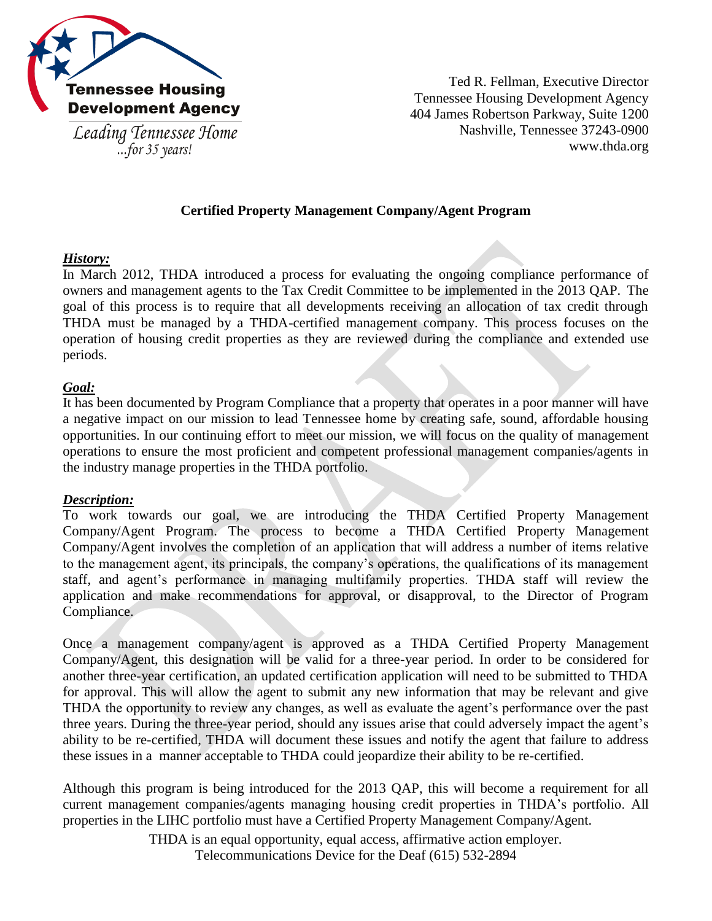**Tennessee Housing Development Agency**

*Leading Tennessee Home ...for 35 years!*

Ted R. Fellman, Executive Director
Tennessee Housing Development Agency
404 James Robertson Parkway, Suite 1200
Nashville, Tennessee 37243-0900
www.thda.org

## Certified Property Management Company/Agent Program

***History:***

In March 2012, THDA introduced a process for evaluating the ongoing compliance performance of owners and management agents to the Tax Credit Committee to be implemented in the 2013 QAP. The goal of this process is to require that all developments receiving an allocation of tax credit through THDA must be managed by a THDA-certified management company. This process focuses on the operation of housing credit properties as they are reviewed during the compliance and extended use periods.

***Goal:***

It has been documented by Program Compliance that a property that operates in a poor manner will have a negative impact on our mission to lead Tennessee home by creating safe, sound, affordable housing opportunities. In our continuing effort to meet our mission, we will focus on the quality of management operations to ensure the most proficient and competent professional management companies/agents in the industry manage properties in the THDA portfolio.

***Description:***

To work towards our goal, we are introducing the THDA Certified Property Management Company/Agent Program. The process to become a THDA Certified Property Management Company/Agent involves the completion of an application that will address a number of items relative to the management agent, its principals, the company's operations, the qualifications of its management staff, and agent's performance in managing multifamily properties. THDA staff will review the application and make recommendations for approval, or disapproval, to the Director of Program Compliance.

Once a management company/agent is approved as a THDA Certified Property Management Company/Agent, this designation will be valid for a three-year period. In order to be considered for another three-year certification, an updated certification application will need to be submitted to THDA for approval. This will allow the agent to submit any new information that may be relevant and give THDA the opportunity to review any changes, as well as evaluate the agent's performance over the past three years. During the three-year period, should any issues arise that could adversely impact the agent's ability to be re-certified, THDA will document these issues and notify the agent that failure to address these issues in a manner acceptable to THDA could jeopardize their ability to be re-certified.

Although this program is being introduced for the 2013 QAP, this will become a requirement for all current management companies/agents managing housing credit properties in THDA's portfolio. All properties in the LIHC portfolio must have a Certified Property Management Company/Agent.

THDA is an equal opportunity, equal access, affirmative action employer.
Telecommunications Device for the Deaf (615) 532-2894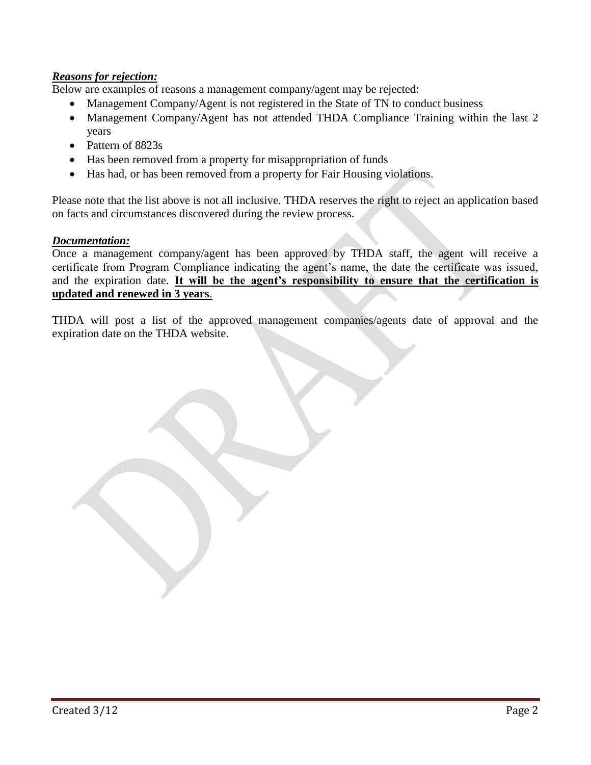***Reasons for rejection:***

Below are examples of reasons a management company/agent may be rejected:

- Management Company/Agent is not registered in the State of TN to conduct business
- Management Company/Agent has not attended THDA Compliance Training within the last 2 years
- Pattern of 8823s
- Has been removed from a property for misappropriation of funds
- Has had, or has been removed from a property for Fair Housing violations.

Please note that the list above is not all inclusive. THDA reserves the right to reject an application based on facts and circumstances discovered during the review process.

***Documentation:***

Once a management company/agent has been approved by THDA staff, the agent will receive a certificate from Program Compliance indicating the agent's name, the date the certificate was issued, and the expiration date. **It will be the agent's responsibility to ensure that the certification is updated and renewed in 3 years**.

THDA will post a list of the approved management companies/agents date of approval and the expiration date on the THDA website.